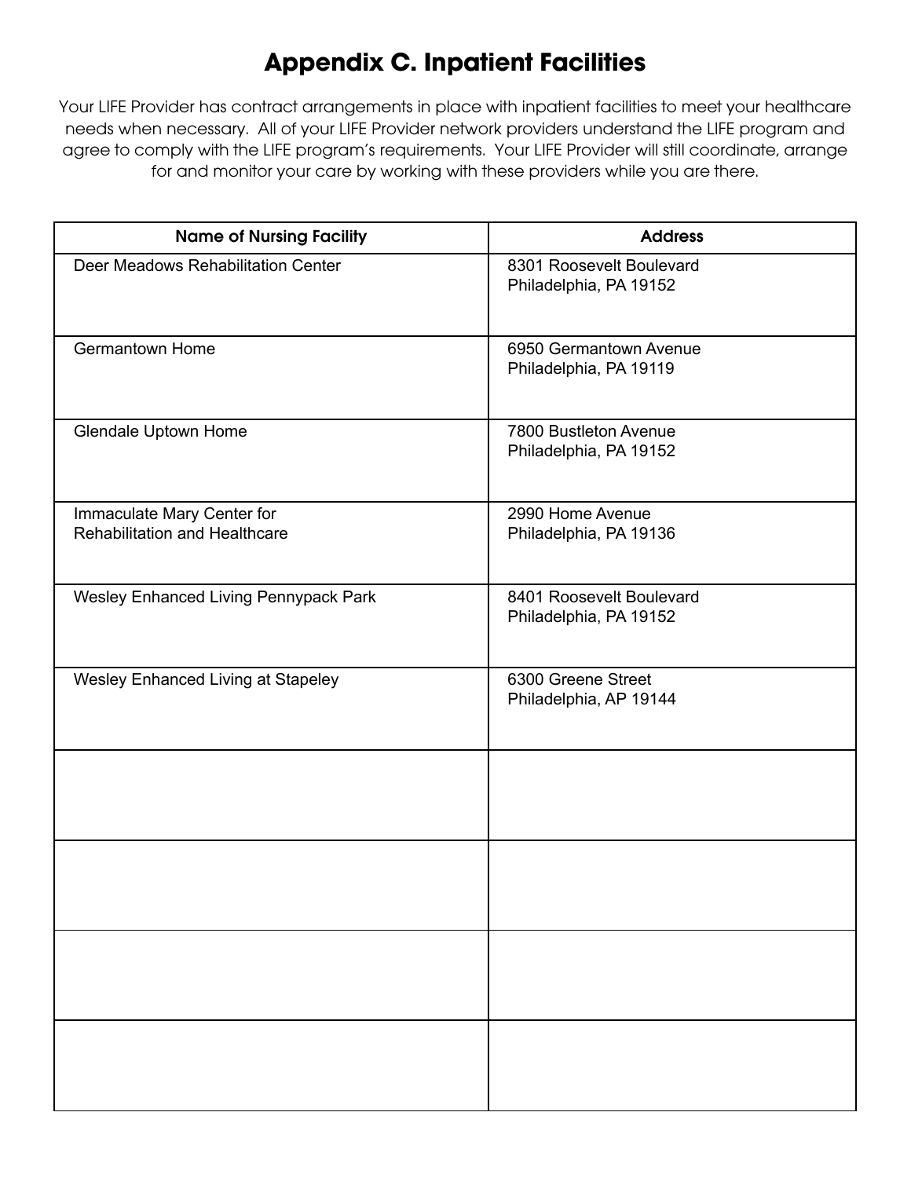# Appendix C. Inpatient Facilities

Your LIFE Provider has contract arrangements in place with inpatient facilities to meet your healthcare needs when necessary. All of your LIFE Provider network providers understand the LIFE program and agree to comply with the LIFE program's requirements. Your LIFE Provider will still coordinate, arrange for and monitor your care by working with these providers while you are there.

| Name of Nursing Facility | Address |
|---|---|
| Deer Meadows Rehabilitation Center | 8301 Roosevelt Boulevard<br>Philadelphia, PA 19152 |
| Germantown Home | 6950 Germantown Avenue<br>Philadelphia, PA 19119 |
| Glendale Uptown Home | 7800 Bustleton Avenue<br>Philadelphia, PA 19152 |
| Immaculate Mary Center for Rehabilitation and Healthcare | 2990 Home Avenue<br>Philadelphia, PA 19136 |
| Wesley Enhanced Living Pennypack Park | 8401 Roosevelt Boulevard<br>Philadelphia, PA 19152 |
| Wesley Enhanced Living at Stapeley | 6300 Greene Street<br>Philadelphia, AP 19144 |
| | |
| | |
| | |
| | |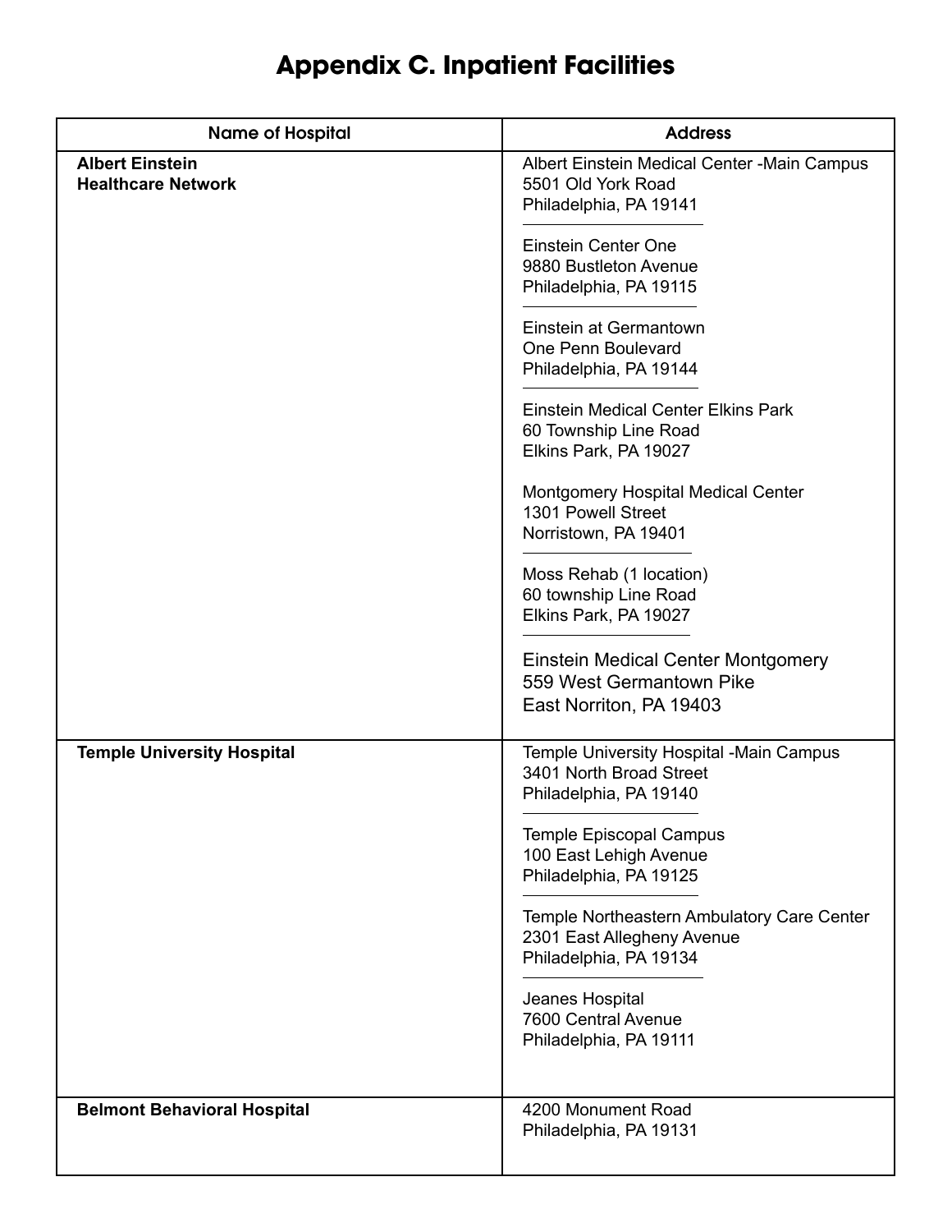# Appendix C. Inpatient Facilities

| Name of Hospital | Address |
|---|---|
| **Albert Einstein Healthcare Network** | Albert Einstein Medical Center -Main Campus<br>5501 Old York Road<br>Philadelphia, PA 19141<br><br>Einstein Center One<br>9880 Bustleton Avenue<br>Philadelphia, PA 19115<br><br>Einstein at Germantown<br>One Penn Boulevard<br>Philadelphia, PA 19144<br><br>Einstein Medical Center Elkins Park<br>60 Township Line Road<br>Elkins Park, PA 19027<br><br>Montgomery Hospital Medical Center<br>1301 Powell Street<br>Norristown, PA 19401<br><br>Moss Rehab (1 location)<br>60 township Line Road<br>Elkins Park, PA 19027<br><br>Einstein Medical Center Montgomery<br>559 West Germantown Pike<br>East Norriton, PA 19403 |
| **Temple University Hospital** | Temple University Hospital -Main Campus<br>3401 North Broad Street<br>Philadelphia, PA 19140<br><br>Temple Episcopal Campus<br>100 East Lehigh Avenue<br>Philadelphia, PA 19125<br><br>Temple Northeastern Ambulatory Care Center<br>2301 East Allegheny Avenue<br>Philadelphia, PA 19134<br><br>Jeanes Hospital<br>7600 Central Avenue<br>Philadelphia, PA 19111 |
| **Belmont Behavioral Hospital** | 4200 Monument Road<br>Philadelphia, PA 19131 |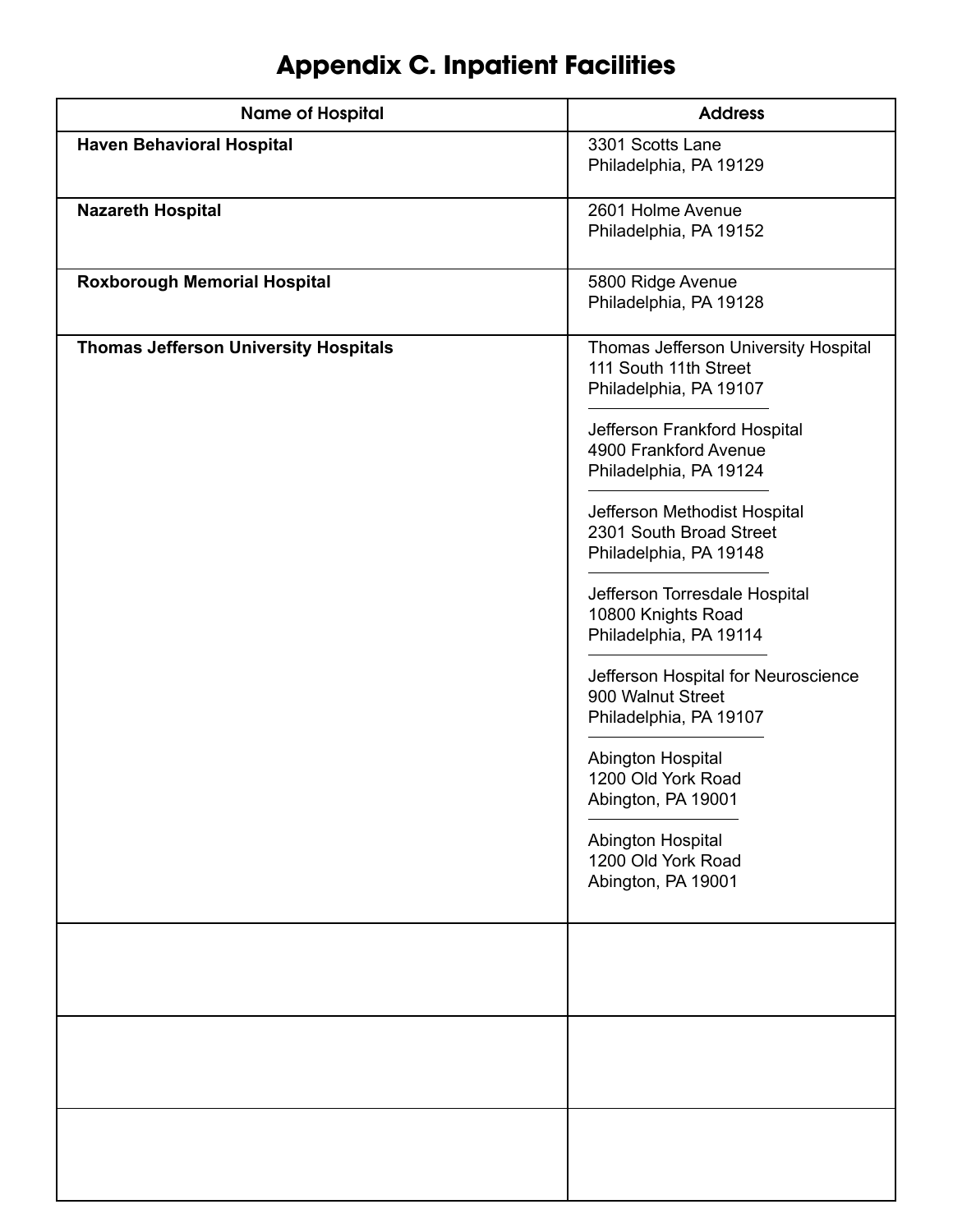# Appendix C. Inpatient Facilities

| Name of Hospital | Address |
|---|---|
| **Haven Behavioral Hospital** | 3301 Scotts Lane<br>Philadelphia, PA 19129 |
| **Nazareth Hospital** | 2601 Holme Avenue<br>Philadelphia, PA 19152 |
| **Roxborough Memorial Hospital** | 5800 Ridge Avenue<br>Philadelphia, PA 19128 |
| **Thomas Jefferson University Hospitals** | Thomas Jefferson University Hospital<br>111 South 11th Street<br>Philadelphia, PA 19107<br><br>Jefferson Frankford Hospital<br>4900 Frankford Avenue<br>Philadelphia, PA 19124<br><br>Jefferson Methodist Hospital<br>2301 South Broad Street<br>Philadelphia, PA 19148<br><br>Jefferson Torresdale Hospital<br>10800 Knights Road<br>Philadelphia, PA 19114<br><br>Jefferson Hospital for Neuroscience<br>900 Walnut Street<br>Philadelphia, PA 19107<br><br>Abington Hospital<br>1200 Old York Road<br>Abington, PA 19001<br><br>Abington Hospital<br>1200 Old York Road<br>Abington, PA 19001 |
| | |
| | |
| | |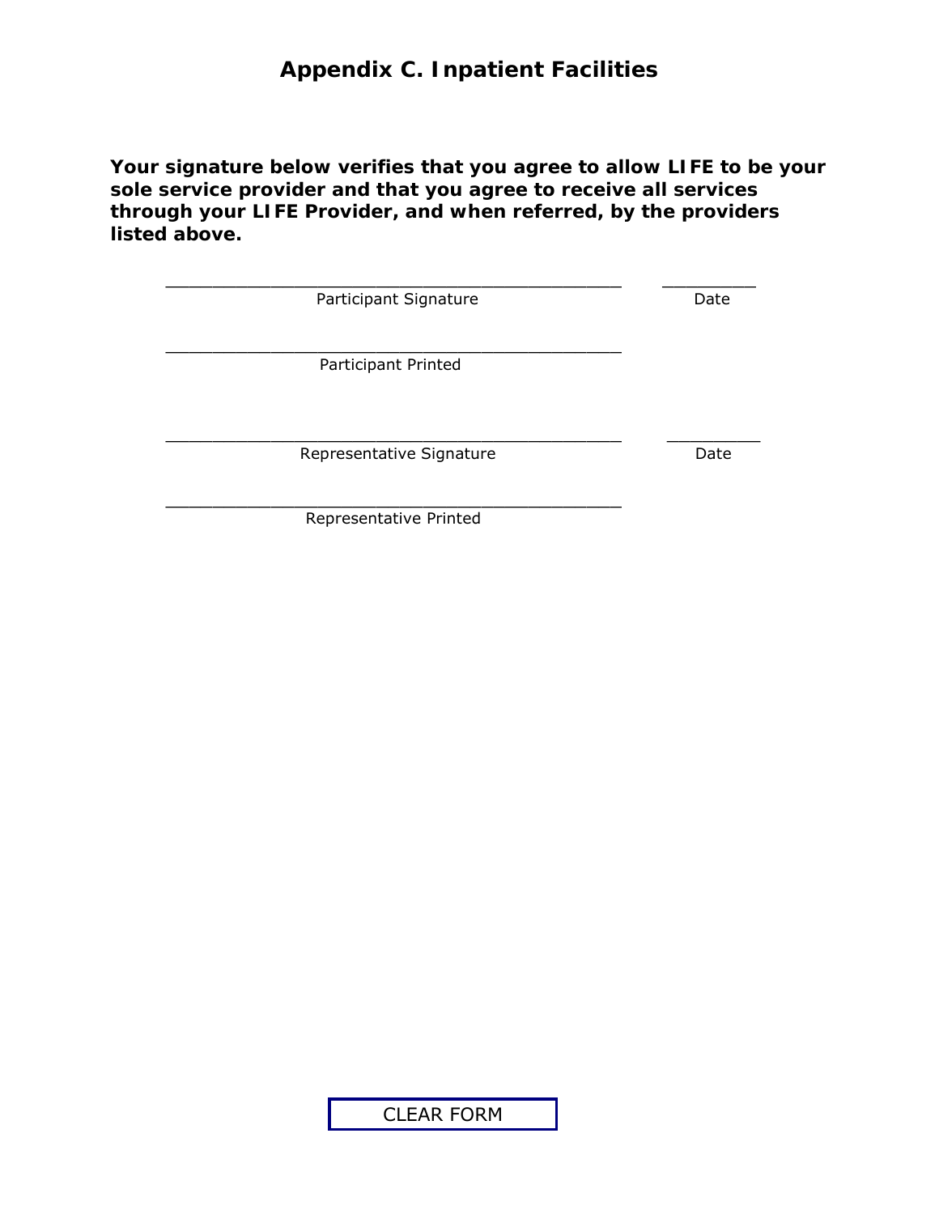# Appendix C. Inpatient Facilities

**Your signature below verifies that you agree to allow LIFE to be your sole service provider and that you agree to receive all services through your LIFE Provider, and when referred, by the providers listed above.**

\_\_\_\_\_\_\_\_\_\_\_\_\_\_\_\_\_\_\_\_\_\_\_\_\_\_\_\_\_\_\_\_\_\_\_\_\_\_\_\_\_\_\_\_ \_\_\_\_\_\_\_\_\_\_
Participant Signature Date

\_\_\_\_\_\_\_\_\_\_\_\_\_\_\_\_\_\_\_\_\_\_\_\_\_\_\_\_\_\_\_\_\_\_\_\_\_\_\_\_\_\_\_\_
Participant Printed

\_\_\_\_\_\_\_\_\_\_\_\_\_\_\_\_\_\_\_\_\_\_\_\_\_\_\_\_\_\_\_\_\_\_\_\_\_\_\_\_\_\_\_\_ \_\_\_\_\_\_\_\_\_\_
Representative Signature Date

\_\_\_\_\_\_\_\_\_\_\_\_\_\_\_\_\_\_\_\_\_\_\_\_\_\_\_\_\_\_\_\_\_\_\_\_\_\_\_\_\_\_\_\_
Representative Printed

CLEAR FORM